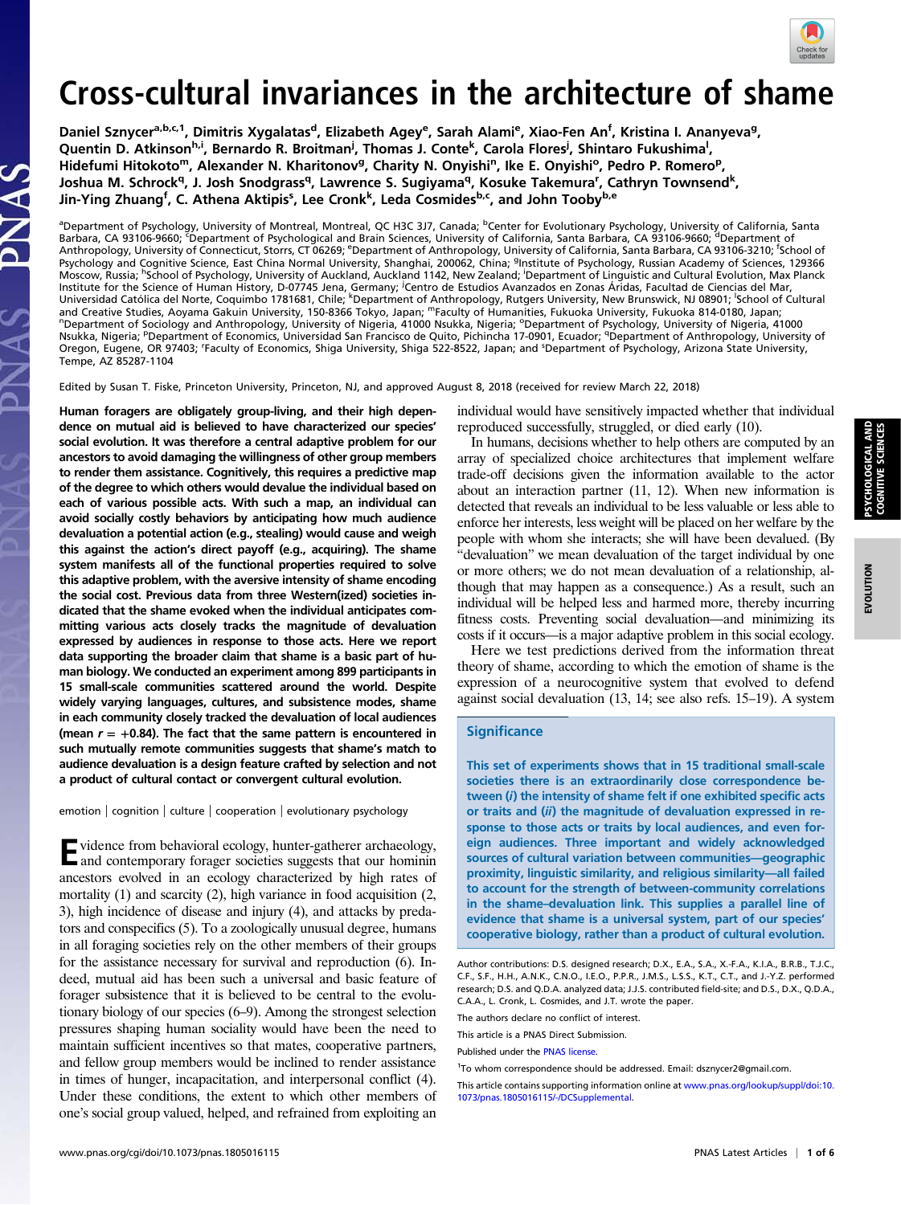# Cross-cultural invariances in the architecture of shame

Daniel Sznycer[a,b,c,1], Dimitris Xygalatas[d], Elizabeth Agey[e], Sarah Alami[e], Xiao-Fen An[f], Kristina I. Ananyeva[g], Quentin D. Atkinson[h,i], Bernardo R. Broitman[j], Thomas J. Conte[k], Carola Flores[j], Shintaro Fukushima[l], Hidefumi Hitokoto[m], Alexander N. Kharitonov[g], Charity N. Onyishi[n], Ike E. Onyishi[o], Pedro P. Romero[p], Joshua M. Schrock[q], J. Josh Snodgrass[q], Lawrence S. Sugiyama[q], Kosuke Takemura[r], Cathryn Townsend[k], Jin-Ying Zhuang[f], C. Athena Aktipis[s], Lee Cronk[k], Leda Cosmides[b,c], and John Tooby[b,e]

[a]Department of Psychology, University of Montreal, Montreal, QC H3C 3J7, Canada; [b]Center for Evolutionary Psychology, University of California, Santa Barbara, CA 93106-9660; [c]Department of Psychological and Brain Sciences, University of California, Santa Barbara, CA 93106-9660; [d]Department of Anthropology, University of Connecticut, Storrs, CT 06269; [e]Department of Anthropology, University of California, Santa Barbara, CA 93106-3210; [f]School of Psychology and Cognitive Science, East China Normal University, Shanghai, 200062, China; [g]Institute of Psychology, Russian Academy of Sciences, 129366 Moscow, Russia; [h]School of Psychology, University of Auckland, Auckland 1142, New Zealand; [i]Department of Linguistic and Cultural Evolution, Max Planck Institute for the Science of Human History, D-07745 Jena, Germany; [j]Centro de Estudios Avanzados en Zonas Áridas, Facultad de Ciencias del Mar, Universidad Católica del Norte, Coquimbo 1781681, Chile; [k]Department of Anthropology, Rutgers University, New Brunswick, NJ 08901; [l]School of Cultural and Creative Studies, Aoyama Gakuin University, 150-8366 Tokyo, Japan; [m]Faculty of Humanities, Fukuoka University, Fukuoka 814-0180, Japan; [n]Department of Sociology and Anthropology, University of Nigeria, 41000 Nsukka, Nigeria; [o]Department of Psychology, University of Nigeria, 41000 Nsukka, Nigeria; [p]Department of Economics, Universidad San Francisco de Quito, Pichincha 17-0901, Ecuador; [q]Department of Anthropology, University of Oregon, Eugene, OR 97403; [r]Faculty of Economics, Shiga University, Shiga 522-8522, Japan; and [s]Department of Psychology, Arizona State University, Tempe, AZ 85287-1104

Edited by Susan T. Fiske, Princeton University, Princeton, NJ, and approved August 8, 2018 (received for review March 22, 2018)

**Human foragers are obligately group-living, and their high dependence on mutual aid is believed to have characterized our species' social evolution. It was therefore a central adaptive problem for our ancestors to avoid damaging the willingness of other group members to render them assistance. Cognitively, this requires a predictive map of the degree to which others would devalue the individual based on each of various possible acts. With such a map, an individual can avoid socially costly behaviors by anticipating how much audience devaluation a potential action (e.g., stealing) would cause and weigh this against the action's direct payoff (e.g., acquiring). The shame system manifests all of the functional properties required to solve this adaptive problem, with the aversive intensity of shame encoding the social cost. Previous data from three Western(ized) societies indicated that the shame evoked when the individual anticipates committing various acts closely tracks the magnitude of devaluation expressed by audiences in response to those acts. Here we report data supporting the broader claim that shame is a basic part of human biology. We conducted an experiment among 899 participants in 15 small-scale communities scattered around the world. Despite widely varying languages, cultures, and subsistence modes, shame in each community closely tracked the devaluation of local audiences (mean $r = +0.84$). The fact that the same pattern is encountered in such mutually remote communities suggests that shame's match to audience devaluation is a design feature crafted by selection and not a product of cultural contact or convergent cultural evolution.**

emotion | cognition | culture | cooperation | evolutionary psychology

Evidence from behavioral ecology, hunter-gatherer archaeology, and contemporary forager societies suggests that our hominin ancestors evolved in an ecology characterized by high rates of mortality (1) and scarcity (2), high variance in food acquisition (2, 3), high incidence of disease and injury (4), and attacks by predators and conspecifics (5). To a zoologically unusual degree, humans in all foraging societies rely on the other members of their groups for the assistance necessary for survival and reproduction (6). Indeed, mutual aid has been such a universal and basic feature of forager subsistence that it is believed to be central to the evolutionary biology of our species (6–9). Among the strongest selection pressures shaping human sociality would have been the need to maintain sufficient incentives so that mates, cooperative partners, and fellow group members would be inclined to render assistance in times of hunger, incapacitation, and interpersonal conflict (4). Under these conditions, the extent to which other members of one's social group valued, helped, and refrained from exploiting an individual would have sensitively impacted whether that individual reproduced successfully, struggled, or died early (10).

In humans, decisions whether to help others are computed by an array of specialized choice architectures that implement welfare trade-off decisions given the information available to the actor about an interaction partner (11, 12). When new information is detected that reveals an individual to be less valuable or less able to enforce her interests, less weight will be placed on her welfare by the people with whom she interacts; she will have been devalued. (By "devaluation" we mean devaluation of the target individual by one or more others; we do not mean devaluation of a relationship, although that may happen as a consequence.) As a result, such an individual will be helped less and harmed more, thereby incurring fitness costs. Preventing social devaluation—and minimizing its costs if it occurs—is a major adaptive problem in this social ecology.

Here we test predictions derived from the information threat theory of shame, according to which the emotion of shame is the expression of a neurocognitive system that evolved to defend against social devaluation (13, 14; see also refs. 15–19). A system

## Significance

This set of experiments shows that in 15 traditional small-scale societies there is an extraordinarily close correspondence between (*i*) the intensity of shame felt if one exhibited specific acts or traits and (*ii*) the magnitude of devaluation expressed in response to those acts or traits by local audiences, and even foreign audiences. Three important and widely acknowledged sources of cultural variation between communities—geographic proximity, linguistic similarity, and religious similarity—all failed to account for the strength of between-community correlations in the shame–devaluation link. This supplies a parallel line of evidence that shame is a universal system, part of our species' cooperative biology, rather than a product of cultural evolution.

Author contributions: D.S. designed research; D.X., E.A., S.A., X.-F.A., K.I.A., B.R.B., T.J.C., C.F., S.F., H.H., A.N.K., C.N.O., I.E.O., P.P.R., J.M.S., L.S.S., K.T., C.T., and J.-Y.Z. performed research; D.S. and Q.D.A. analyzed data; J.J.S. contributed field-site; and D.S., D.X., Q.D.A., C.A.A., L. Cronk, L. Cosmides, and J.T. wrote the paper.

The authors declare no conflict of interest.

This article is a PNAS Direct Submission.

Published under the PNAS license.

[1]To whom correspondence should be addressed. Email: dsznycer2@gmail.com.

This article contains supporting information online at www.pnas.org/lookup/suppl/doi:10.1073/pnas.1805016115/-/DCSupplemental.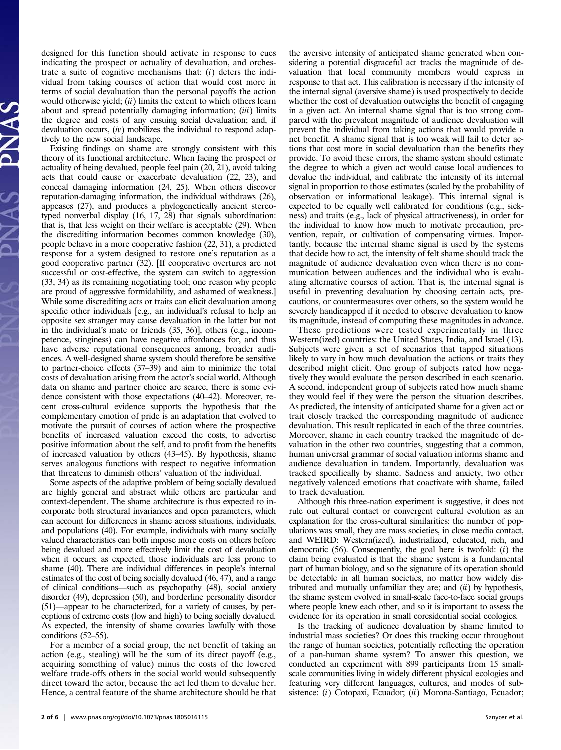designed for this function should activate in response to cues indicating the prospect or actuality of devaluation, and orchestrate a suite of cognitive mechanisms that: (*i*) deters the individual from taking courses of action that would cost more in terms of social devaluation than the personal payoffs the action would otherwise yield; (*ii*) limits the extent to which others learn about and spread potentially damaging information; (*iii*) limits the degree and costs of any ensuing social devaluation; and, if devaluation occurs, (*iv*) mobilizes the individual to respond adaptively to the new social landscape.

Existing findings on shame are strongly consistent with this theory of its functional architecture. When facing the prospect or actuality of being devalued, people feel pain (20, 21), avoid taking acts that could cause or exacerbate devaluation (22, 23), and conceal damaging information (24, 25). When others discover reputation-damaging information, the individual withdraws (26), appeases (27), and produces a phylogenetically ancient stereotyped nonverbal display (16, 17, 28) that signals subordination: that is, that less weight on their welfare is acceptable (29). When the discrediting information becomes common knowledge (30), people behave in a more cooperative fashion (22, 31), a predicted response for a system designed to restore one's reputation as a good cooperative partner (32). [If cooperative overtures are not successful or cost-effective, the system can switch to aggression (33, 34) as its remaining negotiating tool; one reason why people are proud of aggressive formidability, and ashamed of weakness.] While some discrediting acts or traits can elicit devaluation among specific other individuals [e.g., an individual's refusal to help an opposite sex stranger may cause devaluation in the latter but not in the individual's mate or friends (35, 36)], others (e.g., incompetence, stinginess) can have negative affordances for, and thus have adverse reputational consequences among, broader audiences. A well-designed shame system should therefore be sensitive to partner-choice effects (37–39) and aim to minimize the total costs of devaluation arising from the actor's social world. Although data on shame and partner choice are scarce, there is some evidence consistent with those expectations (40–42). Moreover, recent cross-cultural evidence supports the hypothesis that the complementary emotion of pride is an adaptation that evolved to motivate the pursuit of courses of action where the prospective benefits of increased valuation exceed the costs, to advertise positive information about the self, and to profit from the benefits of increased valuation by others (43–45). By hypothesis, shame serves analogous functions with respect to negative information that threatens to diminish others' valuation of the individual.

Some aspects of the adaptive problem of being socially devalued are highly general and abstract while others are particular and context-dependent. The shame architecture is thus expected to incorporate both structural invariances and open parameters, which can account for differences in shame across situations, individuals, and populations (40). For example, individuals with many socially valued characteristics can both impose more costs on others before being devalued and more effectively limit the cost of devaluation when it occurs; as expected, those individuals are less prone to shame (40). There are individual differences in people's internal estimates of the cost of being socially devalued (46, 47), and a range of clinical conditions—such as psychopathy (48), social anxiety disorder (49), depression (50), and borderline personality disorder (51)—appear to be characterized, for a variety of causes, by perceptions of extreme costs (low and high) to being socially devalued. As expected, the intensity of shame covaries lawfully with those conditions (52–55).

For a member of a social group, the net benefit of taking an action (e.g., stealing) will be the sum of its direct payoff (e.g., acquiring something of value) minus the costs of the lowered welfare trade-offs others in the social world would subsequently direct toward the actor, because the act led them to devalue her. Hence, a central feature of the shame architecture should be that the aversive intensity of anticipated shame generated when considering a potential disgraceful act tracks the magnitude of devaluation that local community members would express in response to that act. This calibration is necessary if the intensity of the internal signal (aversive shame) is used prospectively to decide whether the cost of devaluation outweighs the benefit of engaging in a given act. An internal shame signal that is too strong compared with the prevalent magnitude of audience devaluation will prevent the individual from taking actions that would provide a net benefit. A shame signal that is too weak will fail to deter actions that cost more in social devaluation than the benefits they provide. To avoid these errors, the shame system should estimate the degree to which a given act would cause local audiences to devalue the individual, and calibrate the intensity of its internal signal in proportion to those estimates (scaled by the probability of observation or informational leakage). This internal signal is expected to be equally well calibrated for conditions (e.g., sickness) and traits (e.g., lack of physical attractiveness), in order for the individual to know how much to motivate precaution, prevention, repair, or cultivation of compensating virtues. Importantly, because the internal shame signal is used by the systems that decide how to act, the intensity of felt shame should track the magnitude of audience devaluation even when there is no communication between audiences and the individual who is evaluating alternative courses of action. That is, the internal signal is useful in preventing devaluation by choosing certain acts, precautions, or countermeasures over others, so the system would be severely handicapped if it needed to observe devaluation to know its magnitude, instead of computing these magnitudes in advance.

These predictions were tested experimentally in three Western(ized) countries: the United States, India, and Israel (13). Subjects were given a set of scenarios that tapped situations likely to vary in how much devaluation the actions or traits they described might elicit. One group of subjects rated how negatively they would evaluate the person described in each scenario. A second, independent group of subjects rated how much shame they would feel if they were the person the situation describes. As predicted, the intensity of anticipated shame for a given act or trait closely tracked the corresponding magnitude of audience devaluation. This result replicated in each of the three countries. Moreover, shame in each country tracked the magnitude of devaluation in the other two countries, suggesting that a common, human universal grammar of social valuation informs shame and audience devaluation in tandem. Importantly, devaluation was tracked specifically by shame. Sadness and anxiety, two other negatively valenced emotions that coactivate with shame, failed to track devaluation.

Although this three-nation experiment is suggestive, it does not rule out cultural contact or convergent cultural evolution as an explanation for the cross-cultural similarities: the number of populations was small, they are mass societies, in close media contact, and WEIRD: Western(ized), industrialized, educated, rich, and democratic (56). Consequently, the goal here is twofold: (*i*) the claim being evaluated is that the shame system is a fundamental part of human biology, and so the signature of its operation should be detectable in all human societies, no matter how widely distributed and mutually unfamiliar they are; and (*ii*) by hypothesis, the shame system evolved in small-scale face-to-face social groups where people knew each other, and so it is important to assess the evidence for its operation in small coresidential social ecologies.

Is the tracking of audience devaluation by shame limited to industrial mass societies? Or does this tracking occur throughout the range of human societies, potentially reflecting the operation of a pan-human shame system? To answer this question, we conducted an experiment with 899 participants from 15 small-scale communities living in widely different physical ecologies and featuring very different languages, cultures, and modes of subsistence: (*i*) Cotopaxi, Ecuador; (*ii*) Morona-Santiago, Ecuador;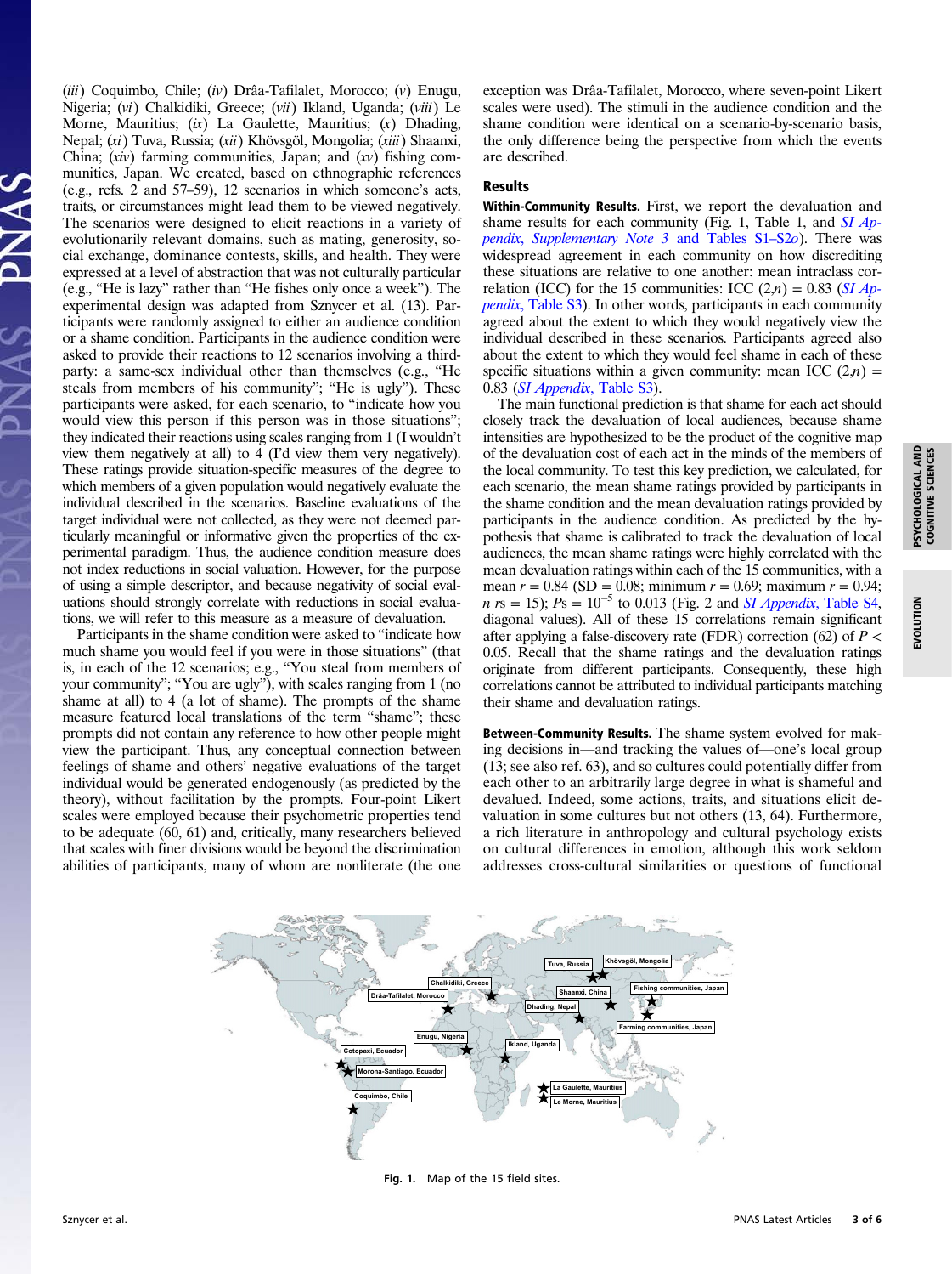(*iii*) Coquimbo, Chile; (*iv*) Drâa-Tafilalet, Morocco; (*v*) Enugu, Nigeria; (*vi*) Chalkidiki, Greece; (*vii*) Ikland, Uganda; (*viii*) Le Morne, Mauritius; (*ix*) La Gaulette, Mauritius; (*x*) Dhading, Nepal; (*xi*) Tuva, Russia; (*xii*) Khövsgöl, Mongolia; (*xiii*) Shaanxi, China; (*xiv*) farming communities, Japan; and (*xv*) fishing communities, Japan. We created, based on ethnographic references (e.g., refs. 2 and 57–59), 12 scenarios in which someone's acts, traits, or circumstances might lead them to be viewed negatively. The scenarios were designed to elicit reactions in a variety of evolutionarily relevant domains, such as mating, generosity, social exchange, dominance contests, skills, and health. They were expressed at a level of abstraction that was not culturally particular (e.g., "He is lazy" rather than "He fishes only once a week"). The experimental design was adapted from Sznycer et al. (13). Participants were randomly assigned to either an audience condition or a shame condition. Participants in the audience condition were asked to provide their reactions to 12 scenarios involving a third-party: a same-sex individual other than themselves (e.g., "He steals from members of his community"; "He is ugly"). These participants were asked, for each scenario, to "indicate how you would view this person if this person was in those situations"; they indicated their reactions using scales ranging from 1 (I wouldn't view them negatively at all) to 4 (I'd view them very negatively). These ratings provide situation-specific measures of the degree to which members of a given population would negatively evaluate the individual described in the scenarios. Baseline evaluations of the target individual were not collected, as they were not deemed particularly meaningful or informative given the properties of the experimental paradigm. Thus, the audience condition measure does not index reductions in social valuation. However, for the purpose of using a simple descriptor, and because negativity of social evaluations should strongly correlate with reductions in social evaluations, we will refer to this measure as a measure of devaluation.

Participants in the shame condition were asked to "indicate how much shame you would feel if you were in those situations" (that is, in each of the 12 scenarios; e.g., "You steal from members of your community"; "You are ugly"), with scales ranging from 1 (no shame at all) to 4 (a lot of shame). The prompts of the shame measure featured local translations of the term "shame"; these prompts did not contain any reference to how other people might view the participant. Thus, any conceptual connection between feelings of shame and others' negative evaluations of the target individual would be generated endogenously (as predicted by the theory), without facilitation by the prompts. Four-point Likert scales were employed because their psychometric properties tend to be adequate (60, 61) and, critically, many researchers believed that scales with finer divisions would be beyond the discrimination abilities of participants, many of whom are nonliterate (the one exception was Drâa-Tafilalet, Morocco, where seven-point Likert scales were used). The stimuli in the audience condition and the shame condition were identical on a scenario-by-scenario basis, the only difference being the perspective from which the events are described.

## Results

**Within-Community Results.** First, we report the devaluation and shame results for each community (Fig. 1, Table 1, and *SI Appendix*, *Supplementary Note 3* and Tables S1–S2*o*). There was widespread agreement in each community on how discrediting these situations are relative to one another: mean intraclass correlation (ICC) for the 15 communities: ICC $(2,n) = 0.83$ (*SI Appendix*, Table S3). In other words, participants in each community agreed about the extent to which they would negatively view the individual described in these scenarios. Participants agreed also about the extent to which they would feel shame in each of these specific situations within a given community: mean ICC $(2,n) = 0.83$ (*SI Appendix*, Table S3).

The main functional prediction is that shame for each act should closely track the devaluation of local audiences, because shame intensities are hypothesized to be the product of the cognitive map of the devaluation cost of each act in the minds of the members of the local community. To test this key prediction, we calculated, for each scenario, the mean shame ratings provided by participants in the shame condition and the mean devaluation ratings provided by participants in the audience condition. As predicted by the hypothesis that shame is calibrated to track the devaluation of local audiences, the mean shame ratings were highly correlated with the mean devaluation ratings within each of the 15 communities, with a mean $r = 0.84$ (SD = 0.08; minimum $r = 0.69$; maximum $r = 0.94$; $n$ rs = 15); $P$s = $10^{-5}$ to 0.013 (Fig. 2 and *SI Appendix*, Table S4, diagonal values). All of these 15 correlations remain significant after applying a false-discovery rate (FDR) correction (62) of $P <$ 0.05. Recall that the shame ratings and the devaluation ratings originate from different participants. Consequently, these high correlations cannot be attributed to individual participants matching their shame and devaluation ratings.

**Between-Community Results.** The shame system evolved for making decisions in—and tracking the values of—one's local group (13; see also ref. 63), and so cultures could potentially differ from each other to an arbitrarily large degree in what is shameful and devalued. Indeed, some actions, traits, and situations elicit devaluation in some cultures but not others (13, 64). Furthermore, a rich literature in anthropology and cultural psychology exists on cultural differences in emotion, although this work seldom addresses cross-cultural similarities or questions of functional

Fig. 1. Map of the 15 field sites.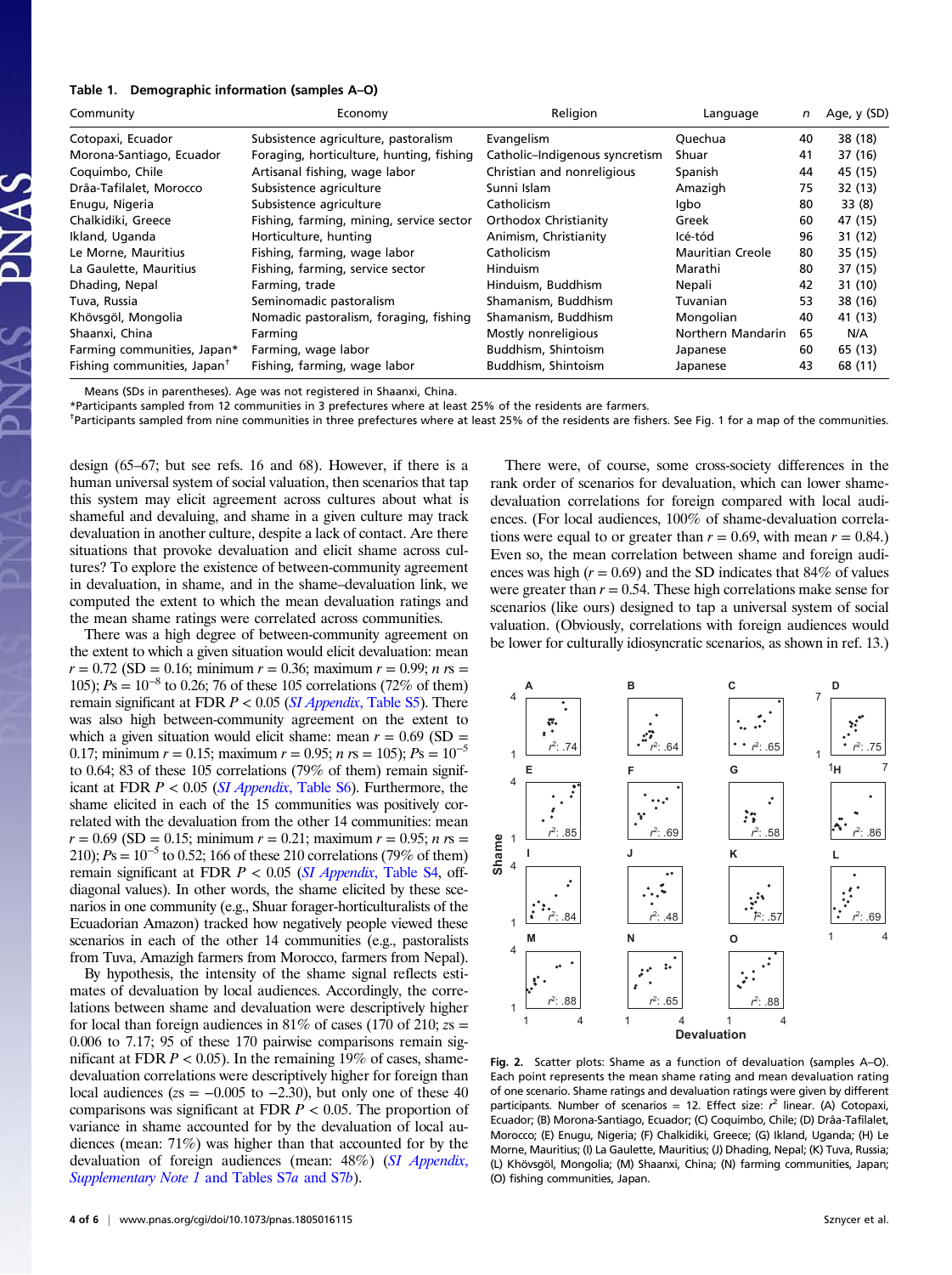**Table 1. Demographic information (samples A–O)**

| Community | Economy | Religion | Language | *n* | Age, y (SD) |
|---|---|---|---|---|---|
| Cotopaxi, Ecuador | Subsistence agriculture, pastoralism | Evangelism | Quechua | 40 | 38 (18) |
| Morona-Santiago, Ecuador | Foraging, horticulture, hunting, fishing | Catholic–Indigenous syncretism | Shuar | 41 | 37 (16) |
| Coquimbo, Chile | Artisanal fishing, wage labor | Christian and nonreligious | Spanish | 44 | 45 (15) |
| Drâa-Tafilalet, Morocco | Subsistence agriculture | Sunni Islam | Amazigh | 75 | 32 (13) |
| Enugu, Nigeria | Subsistence agriculture | Catholicism | Igbo | 80 | 33 (8) |
| Chalkidiki, Greece | Fishing, farming, mining, service sector | Orthodox Christianity | Greek | 60 | 47 (15) |
| Ikland, Uganda | Horticulture, hunting | Animism, Christianity | Icé-tód | 96 | 31 (12) |
| Le Morne, Mauritius | Fishing, farming, wage labor | Catholicism | Mauritian Creole | 80 | 35 (15) |
| La Gaulette, Mauritius | Fishing, farming, service sector | Hinduism | Marathi | 80 | 37 (15) |
| Dhading, Nepal | Farming, trade | Hinduism, Buddhism | Nepali | 42 | 31 (10) |
| Tuva, Russia | Seminomadic pastoralism | Shamanism, Buddhism | Tuvanian | 53 | 38 (16) |
| Khövsgöl, Mongolia | Nomadic pastoralism, foraging, fishing | Shamanism, Buddhism | Mongolian | 40 | 41 (13) |
| Shaanxi, China | Farming | Mostly nonreligious | Northern Mandarin | 65 | N/A |
| Farming communities, Japan* | Farming, wage labor | Buddhism, Shintoism | Japanese | 60 | 65 (13) |
| Fishing communities, Japan† | Fishing, farming, wage labor | Buddhism, Shintoism | Japanese | 43 | 68 (11) |

Means (SDs in parentheses). Age was not registered in Shaanxi, China.
*Participants sampled from 12 communities in 3 prefectures where at least 25% of the residents are farmers.
†Participants sampled from nine communities in three prefectures where at least 25% of the residents are fishers. See Fig. 1 for a map of the communities.

design (65–67; but see refs. 16 and 68). However, if there is a human universal system of social valuation, then scenarios that tap this system may elicit agreement across cultures about what is shameful and devaluing, and shame in a given culture may track devaluation in another culture, despite a lack of contact. Are there situations that provoke devaluation and elicit shame across cultures? To explore the existence of between-community agreement in devaluation, in shame, and in the shame–devaluation link, we computed the extent to which the mean devaluation ratings and the mean shame ratings were correlated across communities.

There was a high degree of between-community agreement on the extent to which a given situation would elicit devaluation: mean $r = 0.72$ (SD = 0.16; minimum $r = 0.36$; maximum $r = 0.99$; $n$ $r$s = 105); $P$s = $10^{-8}$ to 0.26; 76 of these 105 correlations (72% of them) remain significant at FDR $P < 0.05$ (*SI Appendix*, Table S5). There was also high between-community agreement on the extent to which a given situation would elicit shame: mean $r = 0.69$ (SD = 0.17; minimum $r = 0.15$; maximum $r = 0.95$; $n$ $r$s = 105); $P$s = $10^{-5}$ to 0.64; 83 of these 105 correlations (79% of them) remain significant at FDR $P < 0.05$ (*SI Appendix*, Table S6). Furthermore, the shame elicited in each of the 15 communities was positively correlated with the devaluation from the other 14 communities: mean $r = 0.69$ (SD = 0.15; minimum $r = 0.21$; maximum $r = 0.95$; $n$ $r$s = 210); $P$s = $10^{-5}$ to 0.52; 166 of these 210 correlations (79% of them) remain significant at FDR $P < 0.05$ (*SI Appendix*, Table S4, off-diagonal values). In other words, the shame elicited by these scenarios in one community (e.g., Shuar forager-horticulturalists of the Ecuadorian Amazon) tracked how negatively people viewed these scenarios in each of the other 14 communities (e.g., pastoralists from Tuva, Amazigh farmers from Morocco, farmers from Nepal).

By hypothesis, the intensity of the shame signal reflects estimates of devaluation by local audiences. Accordingly, the correlations between shame and devaluation were descriptively higher for local than foreign audiences in 81% of cases (170 of 210; $z$s = 0.006 to 7.17; 95 of these 170 pairwise comparisons remain significant at FDR $P < 0.05$). In the remaining 19% of cases, shame-devaluation correlations were descriptively higher for foreign than local audiences ($z$s = −0.005 to −2.30), but only one of these 40 comparisons was significant at FDR $P < 0.05$. The proportion of variance in shame accounted for by the devaluation of local audiences (mean: 71%) was higher than that accounted for by the devaluation of foreign audiences (mean: 48%) (*SI Appendix*, *Supplementary Note 1* and Tables S7*a* and S7*b*).

There were, of course, some cross-society differences in the rank order of scenarios for devaluation, which can lower shame-devaluation correlations for foreign compared with local audiences. (For local audiences, 100% of shame-devaluation correlations were equal to or greater than $r = 0.69$, with mean $r = 0.84$.) Even so, the mean correlation between shame and foreign audiences was high ($r = 0.69$) and the SD indicates that 84% of values were greater than $r = 0.54$. These high correlations make sense for scenarios (like ours) designed to tap a universal system of social valuation. (Obviously, correlations with foreign audiences would be lower for culturally idiosyncratic scenarios, as shown in ref. 13.)

**Fig. 2.** Scatter plots: Shame as a function of devaluation (samples A–O). Each point represents the mean shame rating and mean devaluation rating of one scenario. Shame ratings and devaluation ratings were given by different participants. Number of scenarios = 12. Effect size: $r^2$ linear. (A) Cotopaxi, Ecuador; (B) Morona-Santiago, Ecuador; (C) Coquimbo, Chile; (D) Drâa-Tafilalet, Morocco; (E) Enugu, Nigeria; (F) Chalkidiki, Greece; (G) Ikland, Uganda; (H) Le Morne, Mauritius; (I) La Gaulette, Mauritius; (J) Dhading, Nepal; (K) Tuva, Russia; (L) Khövsgöl, Mongolia; (M) Shaanxi, China; (N) farming communities, Japan; (O) fishing communities, Japan.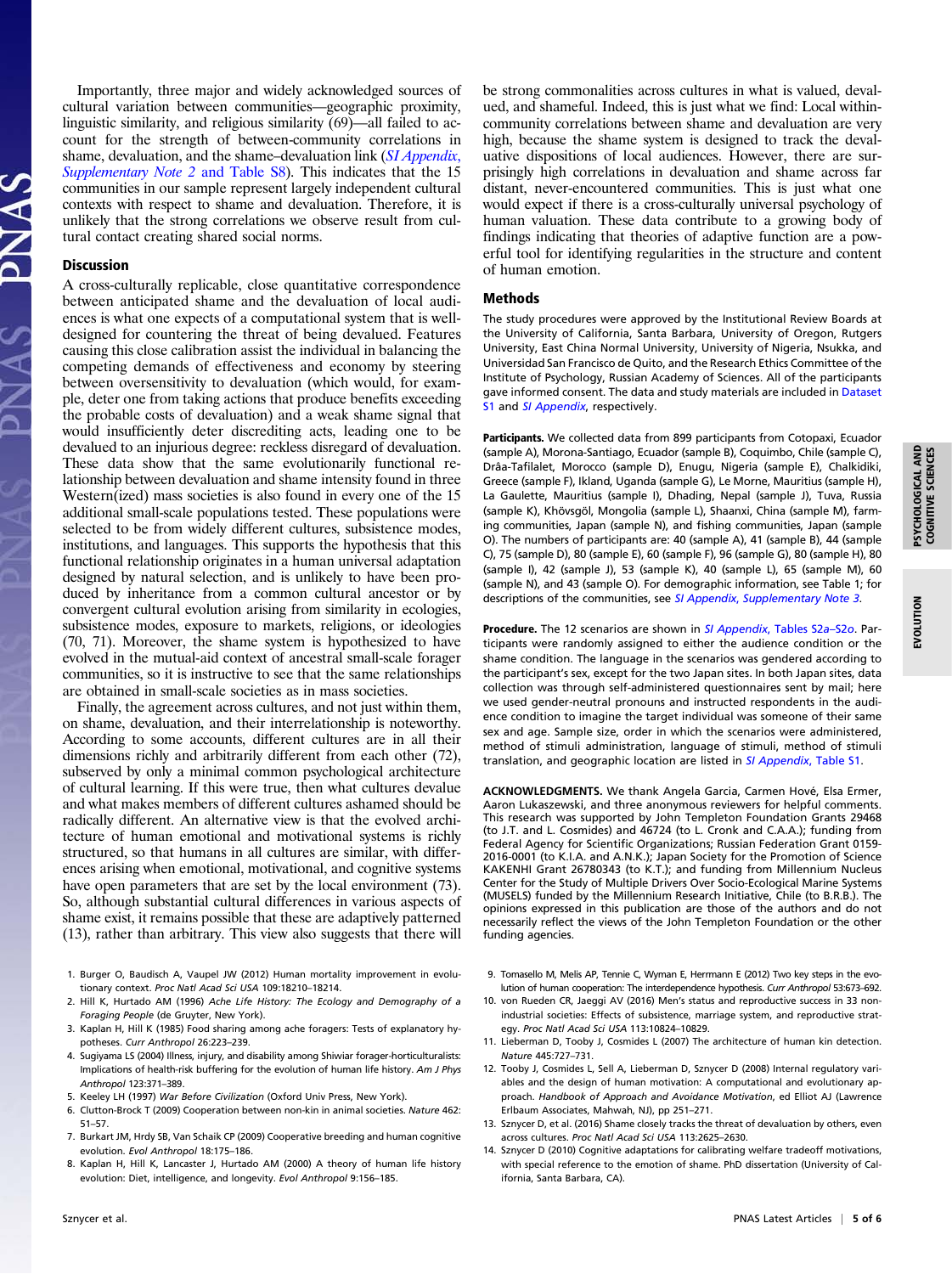Importantly, three major and widely acknowledged sources of cultural variation between communities—geographic proximity, linguistic similarity, and religious similarity (69)—all failed to account for the strength of between-community correlations in shame, devaluation, and the shame–devaluation link (*SI Appendix*, *Supplementary Note 2* and Table S8). This indicates that the 15 communities in our sample represent largely independent cultural contexts with respect to shame and devaluation. Therefore, it is unlikely that the strong correlations we observe result from cultural contact creating shared social norms.

## Discussion

A cross-culturally replicable, close quantitative correspondence between anticipated shame and the devaluation of local audiences is what one expects of a computational system that is well-designed for countering the threat of being devalued. Features causing this close calibration assist the individual in balancing the competing demands of effectiveness and economy by steering between oversensitivity to devaluation (which would, for example, deter one from taking actions that produce benefits exceeding the probable costs of devaluation) and a weak shame signal that would insufficiently deter discrediting acts, leading one to be devalued to an injurious degree: reckless disregard of devaluation. These data show that the same evolutionarily functional relationship between devaluation and shame intensity found in three Western(ized) mass societies is also found in every one of the 15 additional small-scale populations tested. These populations were selected to be from widely different cultures, subsistence modes, institutions, and languages. This supports the hypothesis that this functional relationship originates in a human universal adaptation designed by natural selection, and is unlikely to have been produced by inheritance from a common cultural ancestor or by convergent cultural evolution arising from similarity in ecologies, subsistence modes, exposure to markets, religions, or ideologies (70, 71). Moreover, the shame system is hypothesized to have evolved in the mutual-aid context of ancestral small-scale forager communities, so it is instructive to see that the same relationships are obtained in small-scale societies as in mass societies.

Finally, the agreement across cultures, and not just within them, on shame, devaluation, and their interrelationship is noteworthy. According to some accounts, different cultures are in all their dimensions richly and arbitrarily different from each other (72), subserved by only a minimal common psychological architecture of cultural learning. If this were true, then what cultures devalue and what makes members of different cultures ashamed should be radically different. An alternative view is that the evolved architecture of human emotional and motivational systems is richly structured, so that humans in all cultures are similar, with differences arising when emotional, motivational, and cognitive systems have open parameters that are set by the local environment (73). So, although substantial cultural differences in various aspects of shame exist, it remains possible that these are adaptively patterned (13), rather than arbitrary. This view also suggests that there will be strong commonalities across cultures in what is valued, devalued, and shameful. Indeed, this is just what we find: Local within-community correlations between shame and devaluation are very high, because the shame system is designed to track the devaluative dispositions of local audiences. However, there are surprisingly high correlations in devaluation and shame across far distant, never-encountered communities. This is just what one would expect if there is a cross-culturally universal psychology of human valuation. These data contribute to a growing body of findings indicating that theories of adaptive function are a powerful tool for identifying regularities in the structure and content of human emotion.

## Methods

The study procedures were approved by the Institutional Review Boards at the University of California, Santa Barbara, University of Oregon, Rutgers University, East China Normal University, University of Nigeria, Nsukka, and Universidad San Francisco de Quito, and the Research Ethics Committee of the Institute of Psychology, Russian Academy of Sciences. All of the participants gave informed consent. The data and study materials are included in Dataset S1 and *SI Appendix*, respectively.

**Participants.** We collected data from 899 participants from Cotopaxi, Ecuador (sample A), Morona-Santiago, Ecuador (sample B), Coquimbo, Chile (sample C), Drâa-Tafilalet, Morocco (sample D), Enugu, Nigeria (sample E), Chalkidiki, Greece (sample F), Ikland, Uganda (sample G), Le Morne, Mauritius (sample H), La Gaulette, Mauritius (sample I), Dhading, Nepal (sample J), Tuva, Russia (sample K), Khövsgöl, Mongolia (sample L), Shaanxi, China (sample M), farming communities, Japan (sample N), and fishing communities, Japan (sample O). The numbers of participants are: 40 (sample A), 41 (sample B), 44 (sample C), 75 (sample D), 80 (sample E), 60 (sample F), 96 (sample G), 80 (sample H), 80 (sample I), 42 (sample J), 53 (sample K), 40 (sample L), 65 (sample M), 60 (sample N), and 43 (sample O). For demographic information, see Table 1; for descriptions of the communities, see *SI Appendix*, *Supplementary Note 3*.

**Procedure.** The 12 scenarios are shown in *SI Appendix*, Tables S2a–S2o. Participants were randomly assigned to either the audience condition or the shame condition. The language in the scenarios was gendered according to the participant's sex, except for the two Japan sites. In both Japan sites, data collection was through self-administered questionnaires sent by mail; here we used gender-neutral pronouns and instructed respondents in the audience condition to imagine the target individual was someone of their same sex and age. Sample size, order in which the scenarios were administered, method of stimuli administration, language of stimuli, method of stimuli translation, and geographic location are listed in *SI Appendix*, Table S1.

**ACKNOWLEDGMENTS.** We thank Angela Garcia, Carmen Hové, Elsa Ermer, Aaron Lukaszewski, and three anonymous reviewers for helpful comments. This research was supported by John Templeton Foundation Grants 29468 (to J.T. and L. Cosmides) and 46724 (to L. Cronk and C.A.A.); funding from Federal Agency for Scientific Organizations; Russian Federation Grant 0159-2016-0001 (to K.I.A. and A.N.K.); Japan Society for the Promotion of Science KAKENHI Grant 26780343 (to K.T.); and funding from Millennium Nucleus Center for the Study of Multiple Drivers Over Socio-Ecological Marine Systems (MUSELS) funded by the Millennium Research Initiative, Chile (to B.R.B.). The opinions expressed in this publication are those of the authors and do not necessarily reflect the views of the John Templeton Foundation or the other funding agencies.

1. Burger O, Baudisch A, Vaupel JW (2012) Human mortality improvement in evolutionary context. *Proc Natl Acad Sci USA* 109:18210–18214.
2. Hill K, Hurtado AM (1996) *Ache Life History: The Ecology and Demography of a Foraging People* (de Gruyter, New York).
3. Kaplan H, Hill K (1985) Food sharing among ache foragers: Tests of explanatory hypotheses. *Curr Anthropol* 26:223–239.
4. Sugiyama LS (2004) Illness, injury, and disability among Shiwiar forager-horticulturalists: Implications of health-risk buffering for the evolution of human life history. *Am J Phys Anthropol* 123:371–389.
5. Keeley LH (1997) *War Before Civilization* (Oxford Univ Press, New York).
6. Clutton-Brock T (2009) Cooperation between non-kin in animal societies. *Nature* 462:51–57.
7. Burkart JM, Hrdy SB, Van Schaik CP (2009) Cooperative breeding and human cognitive evolution. *Evol Anthropol* 18:175–186.
8. Kaplan H, Hill K, Lancaster J, Hurtado AM (2000) A theory of human life history evolution: Diet, intelligence, and longevity. *Evol Anthropol* 9:156–185.
9. Tomasello M, Melis AP, Tennie C, Wyman E, Herrmann E (2012) Two key steps in the evolution of human cooperation: The interdependence hypothesis. *Curr Anthropol* 53:673–692.
10. von Rueden CR, Jaeggi AV (2016) Men's status and reproductive success in 33 nonindustrial societies: Effects of subsistence, marriage system, and reproductive strategy. *Proc Natl Acad Sci USA* 113:10824–10829.
11. Lieberman D, Tooby J, Cosmides L (2007) The architecture of human kin detection. *Nature* 445:727–731.
12. Tooby J, Cosmides L, Sell A, Lieberman D, Sznycer D (2008) Internal regulatory variables and the design of human motivation: A computational and evolutionary approach. *Handbook of Approach and Avoidance Motivation*, ed Elliot AJ (Lawrence Erlbaum Associates, Mahwah, NJ), pp 251–271.
13. Sznycer D, et al. (2016) Shame closely tracks the threat of devaluation by others, even across cultures. *Proc Natl Acad Sci USA* 113:2625–2630.
14. Sznycer D (2010) Cognitive adaptations for calibrating welfare tradeoff motivations, with special reference to the emotion of shame. PhD dissertation (University of California, Santa Barbara, CA).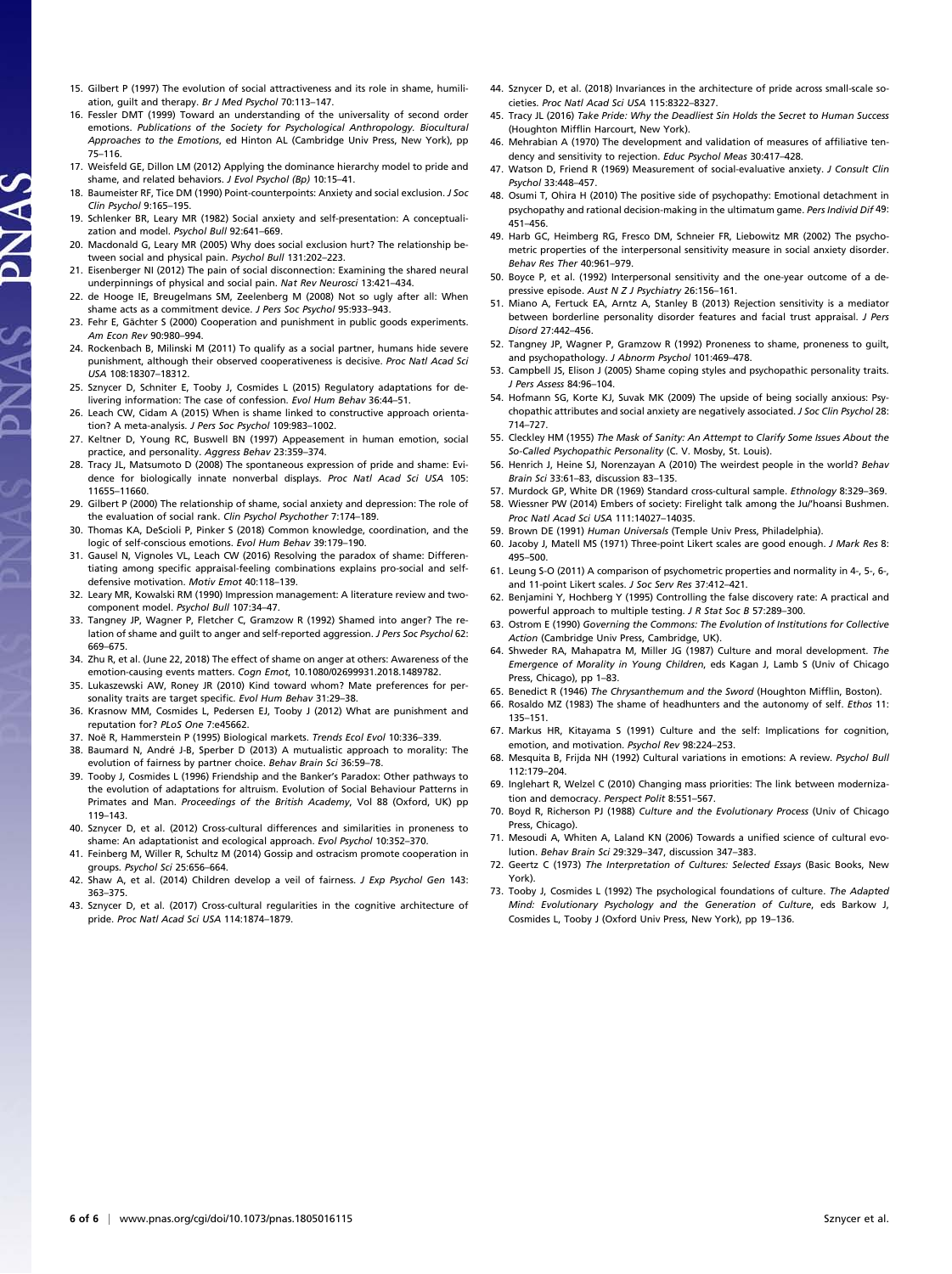15. Gilbert P (1997) The evolution of social attractiveness and its role in shame, humiliation, guilt and therapy. *Br J Med Psychol* 70:113–147.
16. Fessler DMT (1999) Toward an understanding of the universality of second order emotions. *Publications of the Society for Psychological Anthropology. Biocultural Approaches to the Emotions*, ed Hinton AL (Cambridge Univ Press, New York), pp 75–116.
17. Weisfeld GE, Dillon LM (2012) Applying the dominance hierarchy model to pride and shame, and related behaviors. *J Evol Psychol (Bp)* 10:15–41.
18. Baumeister RF, Tice DM (1990) Point-counterpoints: Anxiety and social exclusion. *J Soc Clin Psychol* 9:165–195.
19. Schlenker BR, Leary MR (1982) Social anxiety and self-presentation: A conceptualization and model. *Psychol Bull* 92:641–669.
20. Macdonald G, Leary MR (2005) Why does social exclusion hurt? The relationship between social and physical pain. *Psychol Bull* 131:202–223.
21. Eisenberger NI (2012) The pain of social disconnection: Examining the shared neural underpinnings of physical and social pain. *Nat Rev Neurosci* 13:421–434.
22. de Hooge IE, Breugelmans SM, Zeelenberg M (2008) Not so ugly after all: When shame acts as a commitment device. *J Pers Soc Psychol* 95:933–943.
23. Fehr E, Gächter S (2000) Cooperation and punishment in public goods experiments. *Am Econ Rev* 90:980–994.
24. Rockenbach B, Milinski M (2011) To qualify as a social partner, humans hide severe punishment, although their observed cooperativeness is decisive. *Proc Natl Acad Sci USA* 108:18307–18312.
25. Sznycer D, Schniter E, Tooby J, Cosmides L (2015) Regulatory adaptations for delivering information: The case of confession. *Evol Hum Behav* 36:44–51.
26. Leach CW, Cidam A (2015) When is shame linked to constructive approach orientation? A meta-analysis. *J Pers Soc Psychol* 109:983–1002.
27. Keltner D, Young RC, Buswell BN (1997) Appeasement in human emotion, social practice, and personality. *Aggress Behav* 23:359–374.
28. Tracy JL, Matsumoto D (2008) The spontaneous expression of pride and shame: Evidence for biologically innate nonverbal displays. *Proc Natl Acad Sci USA* 105: 11655–11660.
29. Gilbert P (2000) The relationship of shame, social anxiety and depression: The role of the evaluation of social rank. *Clin Psychol Psychother* 7:174–189.
30. Thomas KA, DeScioli P, Pinker S (2018) Common knowledge, coordination, and the logic of self-conscious emotions. *Evol Hum Behav* 39:179–190.
31. Gausel N, Vignoles VL, Leach CW (2016) Resolving the paradox of shame: Differentiating among specific appraisal-feeling combinations explains pro-social and self-defensive motivation. *Motiv Emot* 40:118–139.
32. Leary MR, Kowalski RM (1990) Impression management: A literature review and two-component model. *Psychol Bull* 107:34–47.
33. Tangney JP, Wagner P, Fletcher C, Gramzow R (1992) Shamed into anger? The relation of shame and guilt to anger and self-reported aggression. *J Pers Soc Psychol* 62: 669–675.
34. Zhu R, et al. (June 22, 2018) The effect of shame on anger at others: Awareness of the emotion-causing events matters. *Cogn Emot*, 10.1080/02699931.2018.1489782.
35. Lukaszewski AW, Roney JR (2010) Kind toward whom? Mate preferences for personality traits are target specific. *Evol Hum Behav* 31:29–38.
36. Krasnow MM, Cosmides L, Pedersen EJ, Tooby J (2012) What are punishment and reputation for? *PLoS One* 7:e45662.
37. Noë R, Hammerstein P (1995) Biological markets. *Trends Ecol Evol* 10:336–339.
38. Baumard N, André J-B, Sperber D (2013) A mutualistic approach to morality: The evolution of fairness by partner choice. *Behav Brain Sci* 36:59–78.
39. Tooby J, Cosmides L (1996) Friendship and the Banker's Paradox: Other pathways to the evolution of adaptations for altruism. Evolution of Social Behaviour Patterns in Primates and Man. *Proceedings of the British Academy*, Vol 88 (Oxford, UK) pp 119–143.
40. Sznycer D, et al. (2012) Cross-cultural differences and similarities in proneness to shame: An adaptationist and ecological approach. *Evol Psychol* 10:352–370.
41. Feinberg M, Willer R, Schultz M (2014) Gossip and ostracism promote cooperation in groups. *Psychol Sci* 25:656–664.
42. Shaw A, et al. (2014) Children develop a veil of fairness. *J Exp Psychol Gen* 143: 363–375.
43. Sznycer D, et al. (2017) Cross-cultural regularities in the cognitive architecture of pride. *Proc Natl Acad Sci USA* 114:1874–1879.
44. Sznycer D, et al. (2018) Invariances in the architecture of pride across small-scale societies. *Proc Natl Acad Sci USA* 115:8322–8327.
45. Tracy JL (2016) *Take Pride: Why the Deadliest Sin Holds the Secret to Human Success* (Houghton Mifflin Harcourt, New York).
46. Mehrabian A (1970) The development and validation of measures of affiliative tendency and sensitivity to rejection. *Educ Psychol Meas* 30:417–428.
47. Watson D, Friend R (1969) Measurement of social-evaluative anxiety. *J Consult Clin Psychol* 33:448–457.
48. Osumi T, Ohira H (2010) The positive side of psychopathy: Emotional detachment in psychopathy and rational decision-making in the ultimatum game. *Pers Individ Dif* 49: 451–456.
49. Harb GC, Heimberg RG, Fresco DM, Schneier FR, Liebowitz MR (2002) The psychometric properties of the interpersonal sensitivity measure in social anxiety disorder. *Behav Res Ther* 40:961–979.
50. Boyce P, et al. (1992) Interpersonal sensitivity and the one-year outcome of a depressive episode. *Aust N Z J Psychiatry* 26:156–161.
51. Miano A, Fertuck EA, Arntz A, Stanley B (2013) Rejection sensitivity is a mediator between borderline personality disorder features and facial trust appraisal. *J Pers Disord* 27:442–456.
52. Tangney JP, Wagner P, Gramzow R (1992) Proneness to shame, proneness to guilt, and psychopathology. *J Abnorm Psychol* 101:469–478.
53. Campbell JS, Elison J (2005) Shame coping styles and psychopathic personality traits. *J Pers Assess* 84:96–104.
54. Hofmann SG, Korte KJ, Suvak MK (2009) The upside of being socially anxious: Psychopathic attributes and social anxiety are negatively associated. *J Soc Clin Psychol* 28: 714–727.
55. Cleckley HM (1955) *The Mask of Sanity: An Attempt to Clarify Some Issues About the So-Called Psychopathic Personality* (C. V. Mosby, St. Louis).
56. Henrich J, Heine SJ, Norenzayan A (2010) The weirdest people in the world? *Behav Brain Sci* 33:61–83, discussion 83–135.
57. Murdock GP, White DR (1969) Standard cross-cultural sample. *Ethnology* 8:329–369.
58. Wiessner PW (2014) Embers of society: Firelight talk among the Ju/'hoansi Bushmen. *Proc Natl Acad Sci USA* 111:14027–14035.
59. Brown DE (1991) *Human Universals* (Temple Univ Press, Philadelphia).
60. Jacoby J, Matell MS (1971) Three-point Likert scales are good enough. *J Mark Res* 8: 495–500.
61. Leung S-O (2011) A comparison of psychometric properties and normality in 4-, 5-, 6-, and 11-point Likert scales. *J Soc Serv Res* 37:412–421.
62. Benjamini Y, Hochberg Y (1995) Controlling the false discovery rate: A practical and powerful approach to multiple testing. *J R Stat Soc B* 57:289–300.
63. Ostrom E (1990) *Governing the Commons: The Evolution of Institutions for Collective Action* (Cambridge Univ Press, Cambridge, UK).
64. Shweder RA, Mahapatra M, Miller JG (1987) Culture and moral development. *The Emergence of Morality in Young Children*, eds Kagan J, Lamb S (Univ of Chicago Press, Chicago), pp 1–83.
65. Benedict R (1946) *The Chrysanthemum and the Sword* (Houghton Mifflin, Boston).
66. Rosaldo MZ (1983) The shame of headhunters and the autonomy of self. *Ethos* 11: 135–151.
67. Markus HR, Kitayama S (1991) Culture and the self: Implications for cognition, emotion, and motivation. *Psychol Rev* 98:224–253.
68. Mesquita B, Frijda NH (1992) Cultural variations in emotions: A review. *Psychol Bull* 112:179–204.
69. Inglehart R, Welzel C (2010) Changing mass priorities: The link between modernization and democracy. *Perspect Polit* 8:551–567.
70. Boyd R, Richerson PJ (1988) *Culture and the Evolutionary Process* (Univ of Chicago Press, Chicago).
71. Mesoudi A, Whiten A, Laland KN (2006) Towards a unified science of cultural evolution. *Behav Brain Sci* 29:329–347, discussion 347–383.
72. Geertz C (1973) *The Interpretation of Cultures: Selected Essays* (Basic Books, New York).
73. Tooby J, Cosmides L (1992) The psychological foundations of culture. *The Adapted Mind: Evolutionary Psychology and the Generation of Culture*, eds Barkow J, Cosmides L, Tooby J (Oxford Univ Press, New York), pp 19–136.